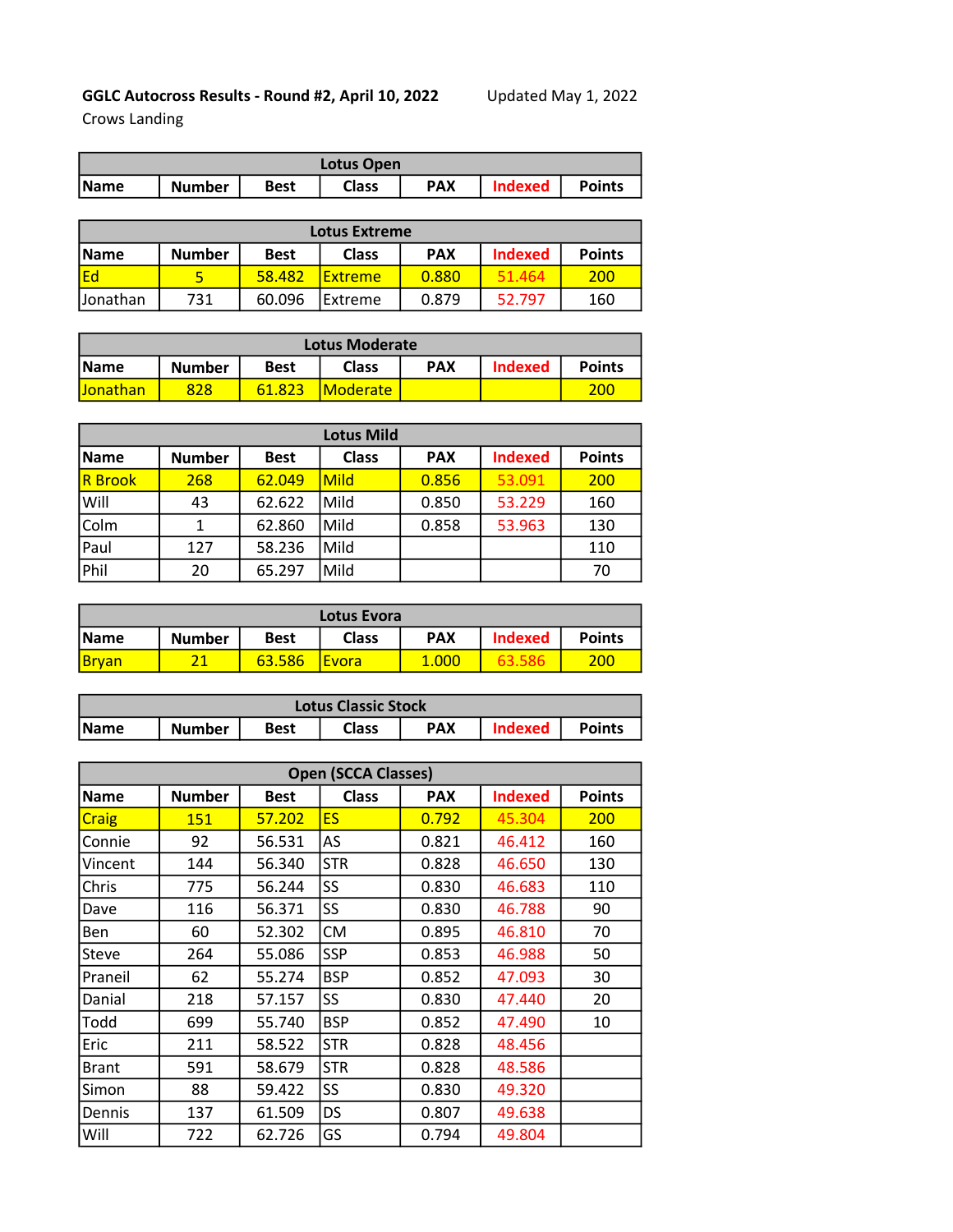**GGLC Autocross Results - Round #2, April 10, 2022**

Updated May 1, 2022

Crows Landing

| Lotus Open | | | | | | |
|---|---|---|---|---|---|---|
| Name | Number | Best | Class | PAX | Indexed | Points |

| Lotus Extreme | | | | | | |
|---|---|---|---|---|---|---|
| Name | Number | Best | Class | PAX | Indexed | Points |
| Ed | 5 | 58.482 | Extreme | 0.880 | 51.464 | 200 |
| Jonathan | 731 | 60.096 | Extreme | 0.879 | 52.797 | 160 |

| Lotus Moderate | | | | | | |
|---|---|---|---|---|---|---|
| Name | Number | Best | Class | PAX | Indexed | Points |
| Jonathan | 828 | 61.823 | Moderate | | | 200 |

| Lotus Mild | | | | | | |
|---|---|---|---|---|---|---|
| Name | Number | Best | Class | PAX | Indexed | Points |
| R Brook | 268 | 62.049 | Mild | 0.856 | 53.091 | 200 |
| Will | 43 | 62.622 | Mild | 0.850 | 53.229 | 160 |
| Colm | 1 | 62.860 | Mild | 0.858 | 53.963 | 130 |
| Paul | 127 | 58.236 | Mild | | | 110 |
| Phil | 20 | 65.297 | Mild | | | 70 |

| Lotus Evora | | | | | | |
|---|---|---|---|---|---|---|
| Name | Number | Best | Class | PAX | Indexed | Points |
| Bryan | 21 | 63.586 | Evora | 1.000 | 63.586 | 200 |

| Lotus Classic Stock | | | | | | |
|---|---|---|---|---|---|---|
| Name | Number | Best | Class | PAX | Indexed | Points |

| Open (SCCA Classes) | | | | | | |
|---|---|---|---|---|---|---|
| Name | Number | Best | Class | PAX | Indexed | Points |
| Craig | 151 | 57.202 | ES | 0.792 | 45.304 | 200 |
| Connie | 92 | 56.531 | AS | 0.821 | 46.412 | 160 |
| Vincent | 144 | 56.340 | STR | 0.828 | 46.650 | 130 |
| Chris | 775 | 56.244 | SS | 0.830 | 46.683 | 110 |
| Dave | 116 | 56.371 | SS | 0.830 | 46.788 | 90 |
| Ben | 60 | 52.302 | CM | 0.895 | 46.810 | 70 |
| Steve | 264 | 55.086 | SSP | 0.853 | 46.988 | 50 |
| Praneil | 62 | 55.274 | BSP | 0.852 | 47.093 | 30 |
| Danial | 218 | 57.157 | SS | 0.830 | 47.440 | 20 |
| Todd | 699 | 55.740 | BSP | 0.852 | 47.490 | 10 |
| Eric | 211 | 58.522 | STR | 0.828 | 48.456 | |
| Brant | 591 | 58.679 | STR | 0.828 | 48.586 | |
| Simon | 88 | 59.422 | SS | 0.830 | 49.320 | |
| Dennis | 137 | 61.509 | DS | 0.807 | 49.638 | |
| Will | 722 | 62.726 | GS | 0.794 | 49.804 | |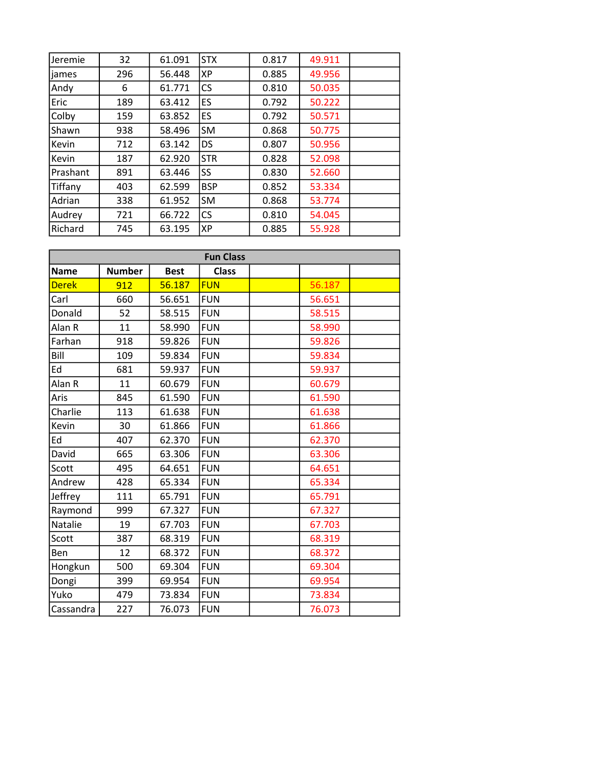| | | | | | | |
|---|---|---|---|---|---|---|
| Jeremie | 32 | 61.091 | STX | 0.817 | 49.911 | |
| james | 296 | 56.448 | XP | 0.885 | 49.956 | |
| Andy | 6 | 61.771 | CS | 0.810 | 50.035 | |
| Eric | 189 | 63.412 | ES | 0.792 | 50.222 | |
| Colby | 159 | 63.852 | ES | 0.792 | 50.571 | |
| Shawn | 938 | 58.496 | SM | 0.868 | 50.775 | |
| Kevin | 712 | 63.142 | DS | 0.807 | 50.956 | |
| Kevin | 187 | 62.920 | STR | 0.828 | 52.098 | |
| Prashant | 891 | 63.446 | SS | 0.830 | 52.660 | |
| Tiffany | 403 | 62.599 | BSP | 0.852 | 53.334 | |
| Adrian | 338 | 61.952 | SM | 0.868 | 53.774 | |
| Audrey | 721 | 66.722 | CS | 0.810 | 54.045 | |
| Richard | 745 | 63.195 | XP | 0.885 | 55.928 | |

| Fun Class | | | | | | |
|---|---|---|---|---|---|---|
| **Name** | **Number** | **Best** | **Class** | | | |
| Derek | 912 | 56.187 | FUN | | 56.187 | |
| Carl | 660 | 56.651 | FUN | | 56.651 | |
| Donald | 52 | 58.515 | FUN | | 58.515 | |
| Alan R | 11 | 58.990 | FUN | | 58.990 | |
| Farhan | 918 | 59.826 | FUN | | 59.826 | |
| Bill | 109 | 59.834 | FUN | | 59.834 | |
| Ed | 681 | 59.937 | FUN | | 59.937 | |
| Alan R | 11 | 60.679 | FUN | | 60.679 | |
| Aris | 845 | 61.590 | FUN | | 61.590 | |
| Charlie | 113 | 61.638 | FUN | | 61.638 | |
| Kevin | 30 | 61.866 | FUN | | 61.866 | |
| Ed | 407 | 62.370 | FUN | | 62.370 | |
| David | 665 | 63.306 | FUN | | 63.306 | |
| Scott | 495 | 64.651 | FUN | | 64.651 | |
| Andrew | 428 | 65.334 | FUN | | 65.334 | |
| Jeffrey | 111 | 65.791 | FUN | | 65.791 | |
| Raymond | 999 | 67.327 | FUN | | 67.327 | |
| Natalie | 19 | 67.703 | FUN | | 67.703 | |
| Scott | 387 | 68.319 | FUN | | 68.319 | |
| Ben | 12 | 68.372 | FUN | | 68.372 | |
| Hongkun | 500 | 69.304 | FUN | | 69.304 | |
| Dongi | 399 | 69.954 | FUN | | 69.954 | |
| Yuko | 479 | 73.834 | FUN | | 73.834 | |
| Cassandra | 227 | 76.073 | FUN | | 76.073 | |